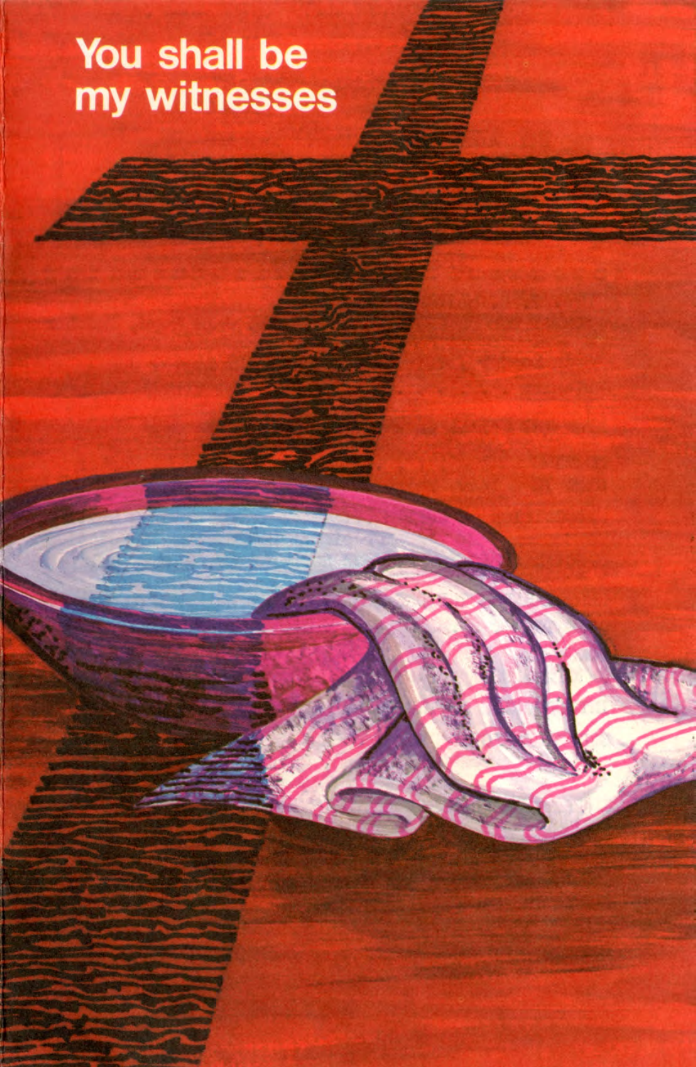# You shall be my witnesses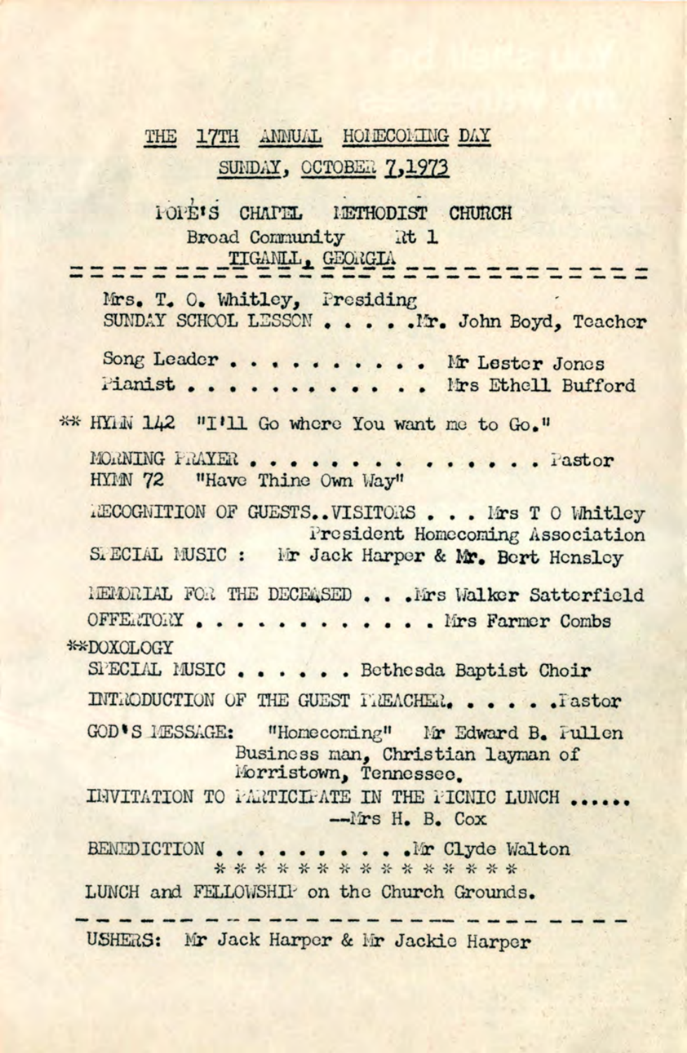# THE 17TH ANNUAL HOMECOMING DAY

## SUNDAY, OCTOBER 7,1973

### POPE'S CHAPEL METHODIST CHURCH

Broad Community Rt 1

TIGNALL, GEORGIA

---

Mrs. T. O. Whitley, Presiding

SUNDAY SCHOOL LESSON . . . . .Mr. John Boyd, Teacher

Song Leader . . . . . . . . . . Mr Lester Jones

Pianist . . . . . . . . . . . . Mrs Ethell Bufford

** HYMN 142 "I'll Go where You want me to Go."

MORNING PRAYER . . . . . . . . . . . . . . . Pastor

HYMN 72 "Have Thine Own Way"

RECOGNITION OF GUESTS..VISITORS . . . Mrs T O Whitley
President Homecoming Association

SPECIAL MUSIC : Mr Jack Harper & Mr. Bert Hensley

MEMORIAL FOR THE DECEASED . . .Mrs Walker Satterfield

OFFERTORY . . . . . . . . . . . . Mrs Farmer Combs

**DOXOLOGY

SPECIAL MUSIC . . . . . . Bethesda Baptist Choir

INTRODUCTION OF THE GUEST PREACHER. . . . . .Pastor

GOD'S MESSAGE: "Homecoming" Mr Edward B. Pullen
Business man, Christian layman of
Morristown, Tennessee.

INVITATION TO PARTICIPATE IN THE PICNIC LUNCH ......
--Mrs H. B. Cox

BENEDICTION . . . . . . . . . .Mr Clyde Walton

* * * * * * * * * * * * * * * *

LUNCH and FELLOWSHIP on the Church Grounds.

---

USHERS: Mr Jack Harper & Mr Jackie Harper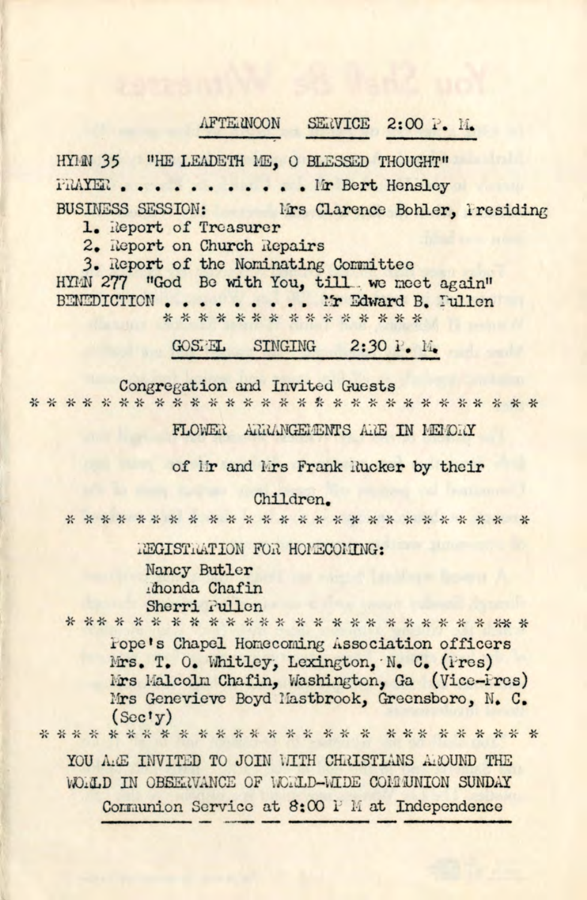## AFTERNOON SERVICE 2:00 P. M.

HYMN 35 "HE LEADETH ME, O BLESSED THOUGHT"

PRAYER . . . . . . . . . . . . Mr Bert Hensley

BUSINESS SESSION: Mrs Clarence Bohler, Presiding

1. Report of Treasurer
2. Report on Church Repairs
3. Report of the Nominating Committee

HYMN 277 "God Be with You, till we meet again"

BENEDICTION . . . . . . . . . . Mr Edward B. Pullen

* * * * * * * * * * * * * * * *

## GOSPEL SINGING 2:30 P. M.

Congregation and Invited Guests

* * * * * * * * * * * * * * * * * * * * * * * * * * * * * * *

FLOWER ARRANGEMENTS ARE IN MEMORY

of Mr and Mrs Frank Rucker by their

Children.

* * * * * * * * * * * * * * * * * * * * * * * * * * *

REGISTRATION FOR HOMECOMING:

Nancy Butler
Rhonda Chafin
Sherri Pullen

* * * * * * * * * * * * * * * * * * * * * * * * * * * *

Pope's Chapel Homecoming Association officers

Mrs. T. O. Whitley, Lexington, N. C. (Pres)
Mrs Malcolm Chafin, Washington, Ga (Vice-Pres)
Mrs Genevieve Boyd Mastbrook, Greensboro, N. C. (Sec'y)

* * * * * * * * * * * * * * * * * * * * * * * * * * * * * *

YOU ARE INVITED TO JOIN WITH CHRISTIANS AROUND THE WORLD IN OBSERVANCE OF WORLD-WIDE COMMUNION SUNDAY

Communion Service at 8:00 P M at Independence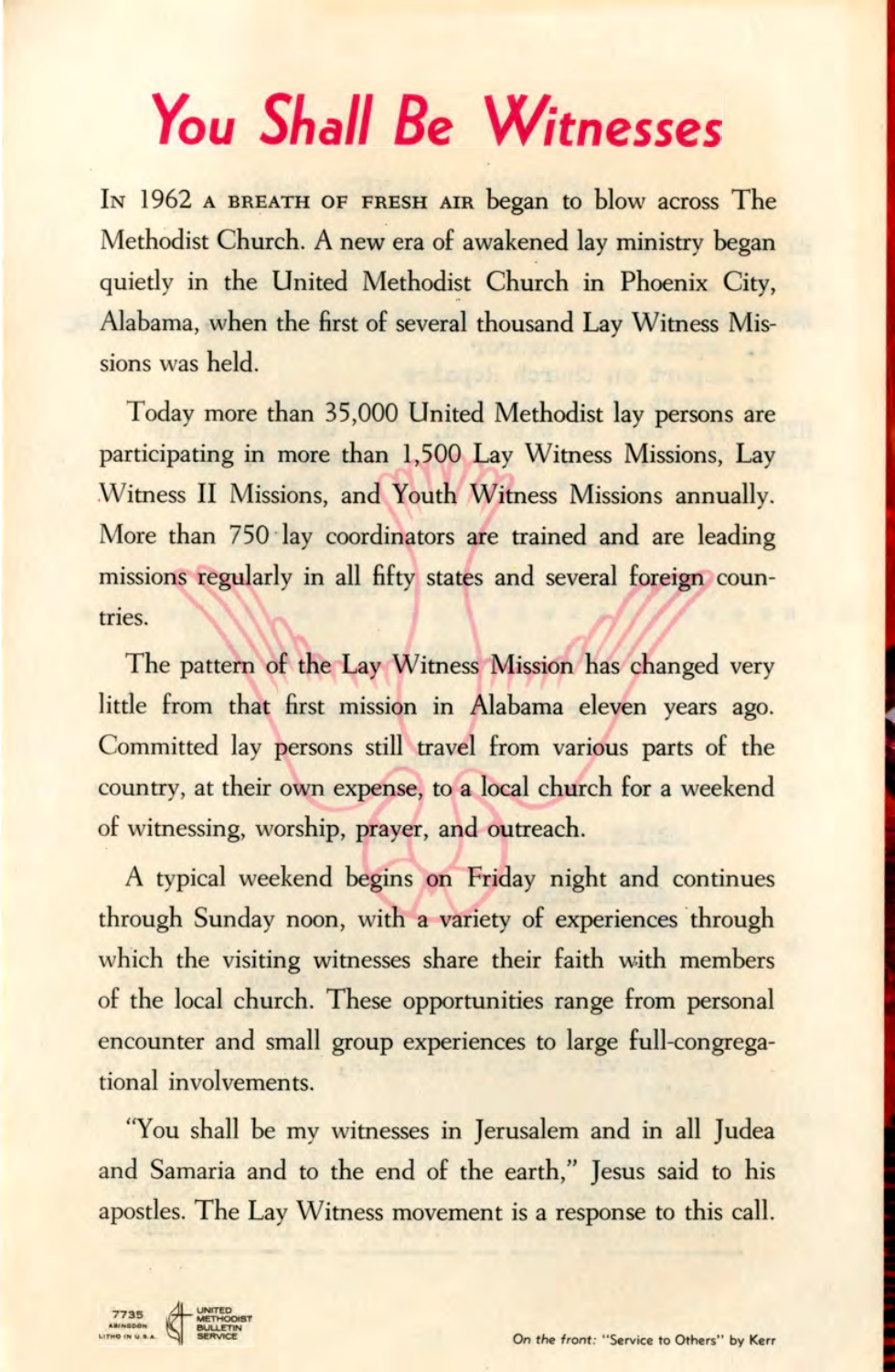# You Shall Be Witnesses

IN 1962 A BREATH OF FRESH AIR began to blow across The Methodist Church. A new era of awakened lay ministry began quietly in the United Methodist Church in Phoenix City, Alabama, when the first of several thousand Lay Witness Missions was held.

Today more than 35,000 United Methodist lay persons are participating in more than 1,500 Lay Witness Missions, Lay Witness II Missions, and Youth Witness Missions annually. More than 750 lay coordinators are trained and are leading missions regularly in all fifty states and several foreign countries.

The pattern of the Lay Witness Mission has changed very little from that first mission in Alabama eleven years ago. Committed lay persons still travel from various parts of the country, at their own expense, to a local church for a weekend of witnessing, worship, prayer, and outreach.

A typical weekend begins on Friday night and continues through Sunday noon, with a variety of experiences through which the visiting witnesses share their faith with members of the local church. These opportunities range from personal encounter and small group experiences to large full-congregational involvements.

"You shall be my witnesses in Jerusalem and in all Judea and Samaria and to the end of the earth," Jesus said to his apostles. The Lay Witness movement is a response to this call.

7735 ABINGDON LITHO IN U.S.A. UNITED METHODIST BULLETIN SERVICE

*On the front: "Service to Others" by Kerr*